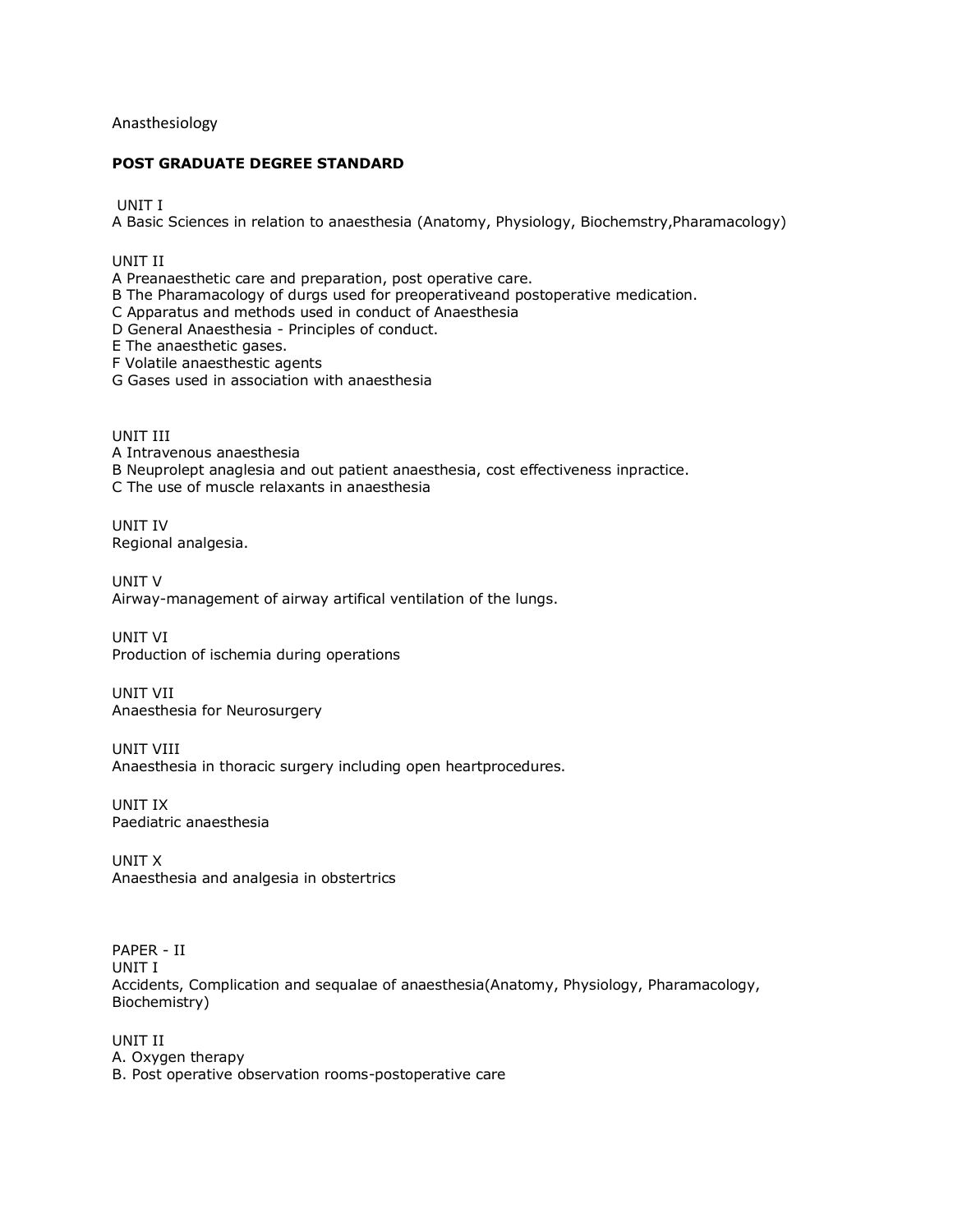Anasthesiology

**POST GRADUATE DEGREE STANDARD**

UNIT I
A Basic Sciences in relation to anaesthesia (Anatomy, Physiology, Biochemstry,Pharamacology)

UNIT II
A Preanaesthetic care and preparation, post operative care.
B The Pharamacology of durgs used for preoperativeand postoperative medication.
C Apparatus and methods used in conduct of Anaesthesia
D General Anaesthesia - Principles of conduct.
E The anaesthetic gases.
F Volatile anaesthetic agents
G Gases used in association with anaesthesia

UNIT III
A Intravenous anaesthesia
B Neuprolept anaglesia and out patient anaesthesia, cost effectiveness inpractice.
C The use of muscle relaxants in anaesthesia

UNIT IV
Regional analgesia.

UNIT V
Airway-management of airway artifical ventilation of the lungs.

UNIT VI
Production of ischemia during operations

UNIT VII
Anaesthesia for Neurosurgery

UNIT VIII
Anaesthesia in thoracic surgery including open heartprocedures.

UNIT IX
Paediatric anaesthesia

UNIT X
Anaesthesia and analgesia in obstertrics

PAPER - II
UNIT I
Accidents, Complication and sequalae of anaesthesia(Anatomy, Physiology, Pharamacology, Biochemistry)

UNIT II
A. Oxygen therapy
B. Post operative observation rooms-postoperative care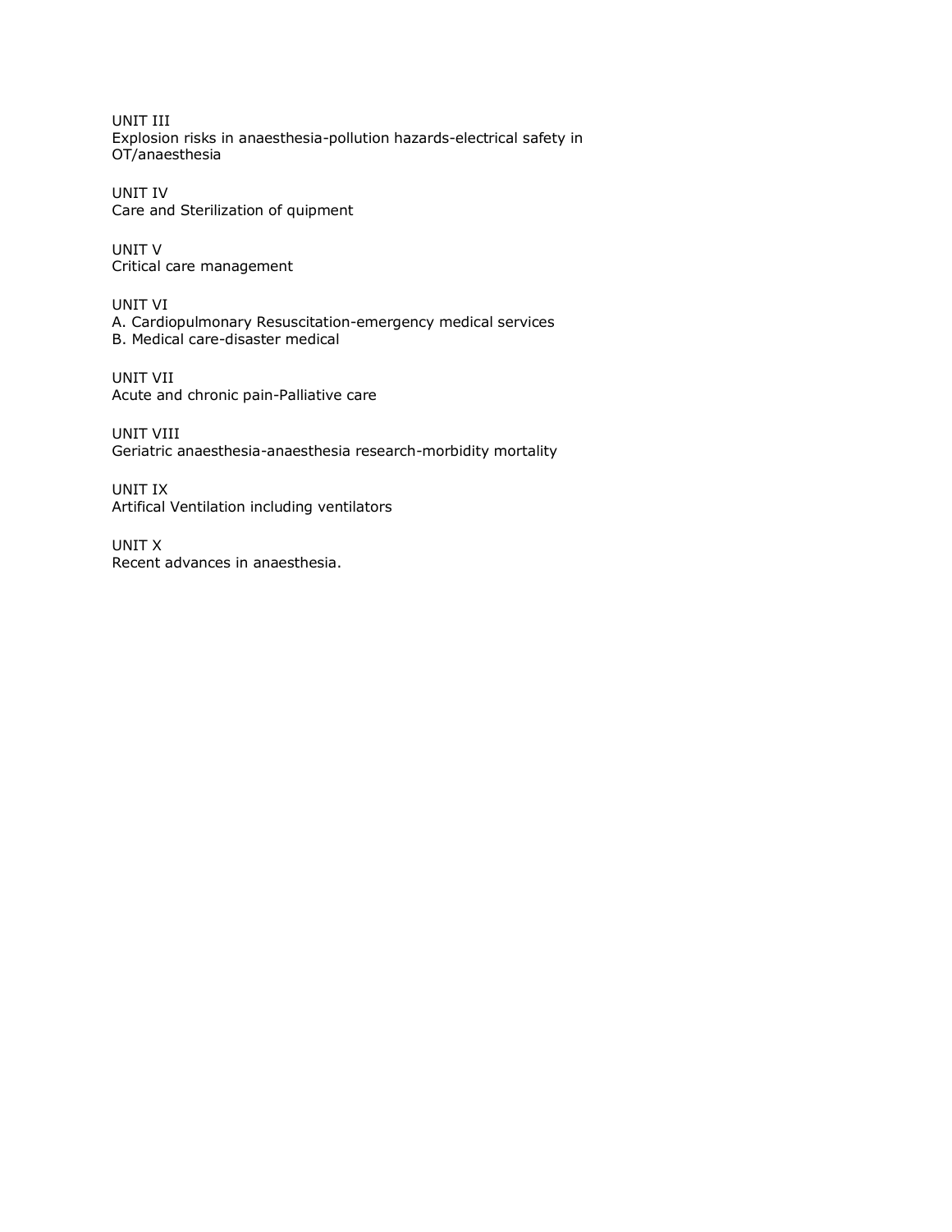UNIT III
Explosion risks in anaesthesia-pollution hazards-electrical safety in OT/anaesthesia

UNIT IV
Care and Sterilization of quipment

UNIT V
Critical care management

UNIT VI
A. Cardiopulmonary Resuscitation-emergency medical services
B. Medical care-disaster medical

UNIT VII
Acute and chronic pain-Palliative care

UNIT VIII
Geriatric anaesthesia-anaesthesia research-morbidity mortality

UNIT IX
Artifical Ventilation including ventilators

UNIT X
Recent advances in anaesthesia.